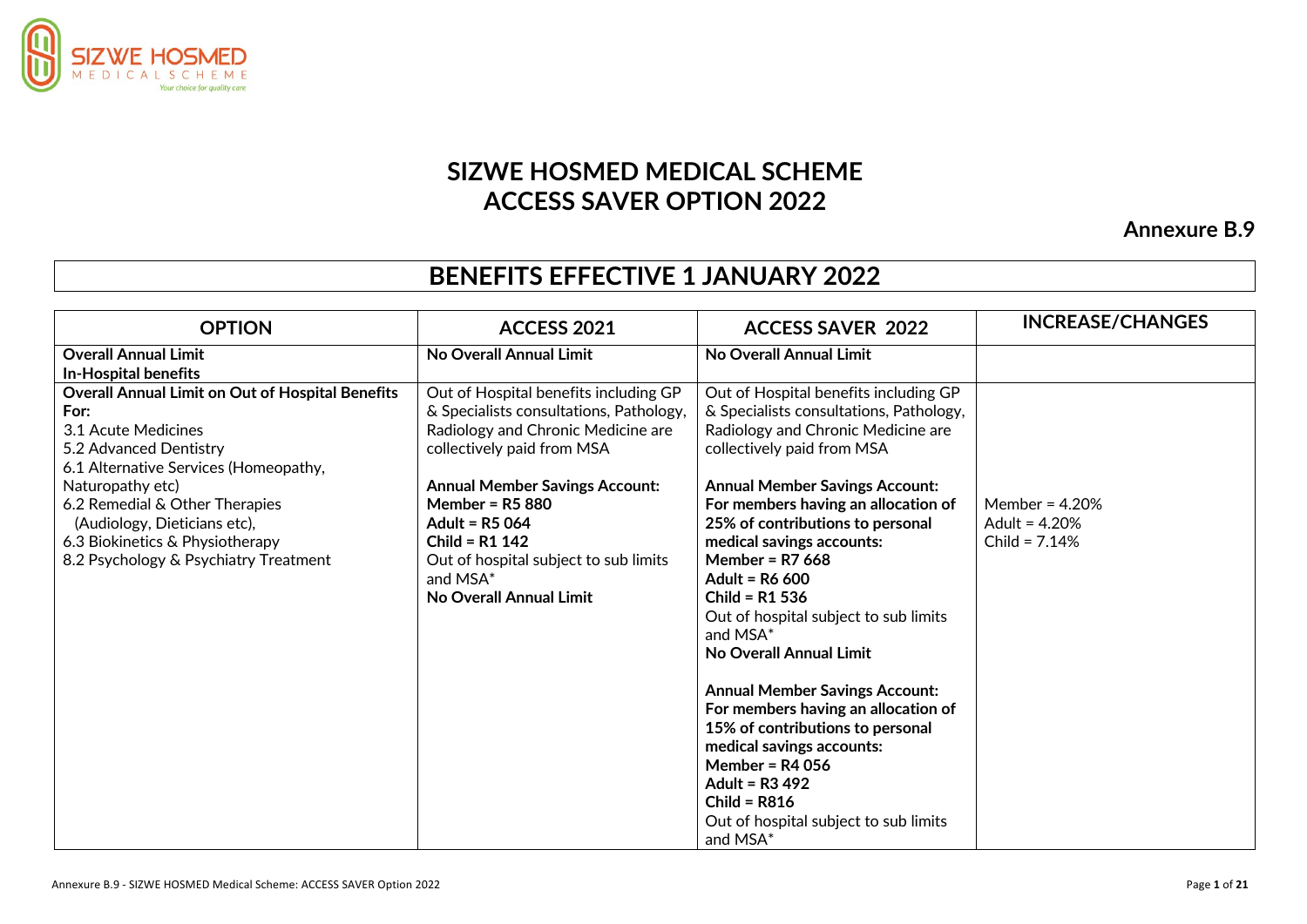# SIZWE HOSMED MEDICAL SCHEME
# ACCESS SAVER OPTION 2022

**Annexure B.9**

## BENEFITS EFFECTIVE 1 JANUARY 2022

| OPTION | ACCESS 2021 | ACCESS SAVER 2022 | INCREASE/CHANGES |
|---|---|---|---|
| **Overall Annual Limit**<br>**In-Hospital benefits** | **No Overall Annual Limit** | **No Overall Annual Limit** | |
| **Overall Annual Limit on Out of Hospital Benefits For:**<br>3.1 Acute Medicines<br>5.2 Advanced Dentistry<br>6.1 Alternative Services (Homeopathy, Naturopathy etc)<br>6.2 Remedial & Other Therapies (Audiology, Dieticians etc),<br>6.3 Biokinetics & Physiotherapy<br>8.2 Psychology & Psychiatry Treatment | Out of Hospital benefits including GP & Specialists consultations, Pathology, Radiology and Chronic Medicine are collectively paid from MSA<br><br>**Annual Member Savings Account:**<br>**Member = R5 880**<br>**Adult = R5 064**<br>**Child = R1 142**<br>Out of hospital subject to sub limits and MSA*<br>**No Overall Annual Limit** | Out of Hospital benefits including GP & Specialists consultations, Pathology, Radiology and Chronic Medicine are collectively paid from MSA<br><br>**Annual Member Savings Account: For members having an allocation of 25% of contributions to personal medical savings accounts:**<br>**Member = R7 668**<br>**Adult = R6 600**<br>**Child = R1 536**<br>Out of hospital subject to sub limits and MSA*<br>**No Overall Annual Limit**<br><br>**Annual Member Savings Account: For members having an allocation of 15% of contributions to personal medical savings accounts:**<br>**Member = R4 056**<br>**Adult = R3 492**<br>**Child = R816**<br>Out of hospital subject to sub limits and MSA* | Member = 4.20%<br>Adult = 4.20%<br>Child = 7.14% |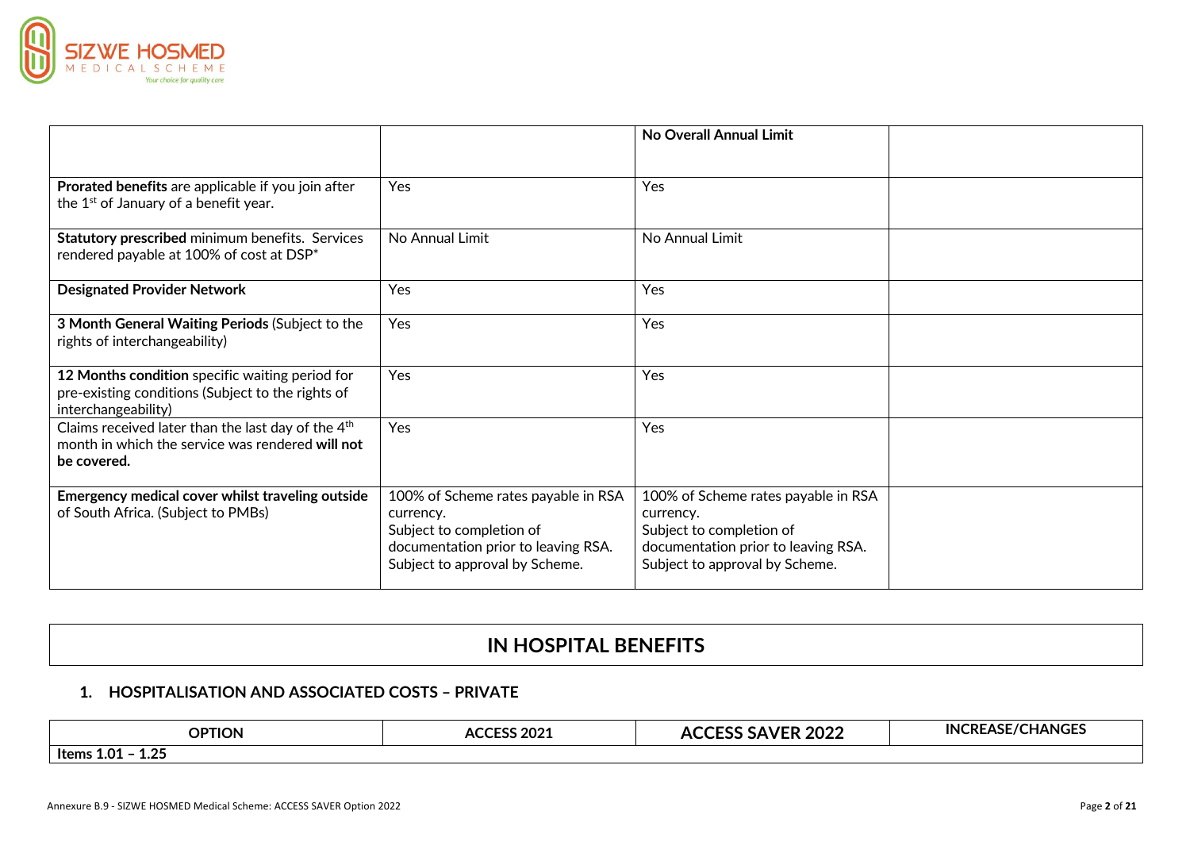| | | No Overall Annual Limit | |
|---|---|---|---|
| **Prorated benefits** are applicable if you join after the 1st of January of a benefit year. | Yes | Yes | |
| **Statutory prescribed** minimum benefits. Services rendered payable at 100% of cost at DSP* | No Annual Limit | No Annual Limit | |
| **Designated Provider Network** | Yes | Yes | |
| **3 Month General Waiting Periods** (Subject to the rights of interchangeability) | Yes | Yes | |
| **12 Months condition** specific waiting period for pre-existing conditions (Subject to the rights of interchangeability) | Yes | Yes | |
| Claims received later than the last day of the 4th month in which the service was rendered **will not be covered.** | Yes | Yes | |
| **Emergency medical cover whilst traveling outside** of South Africa. (Subject to PMBs) | 100% of Scheme rates payable in RSA currency. Subject to completion of documentation prior to leaving RSA. Subject to approval by Scheme. | 100% of Scheme rates payable in RSA currency. Subject to completion of documentation prior to leaving RSA. Subject to approval by Scheme. | |

# IN HOSPITAL BENEFITS

## 1. HOSPITALISATION AND ASSOCIATED COSTS – PRIVATE

| OPTION | ACCESS 2021 | ACCESS SAVER 2022 | INCREASE/CHANGES |
|---|---|---|---|
| **Items 1.01 – 1.25** | | | |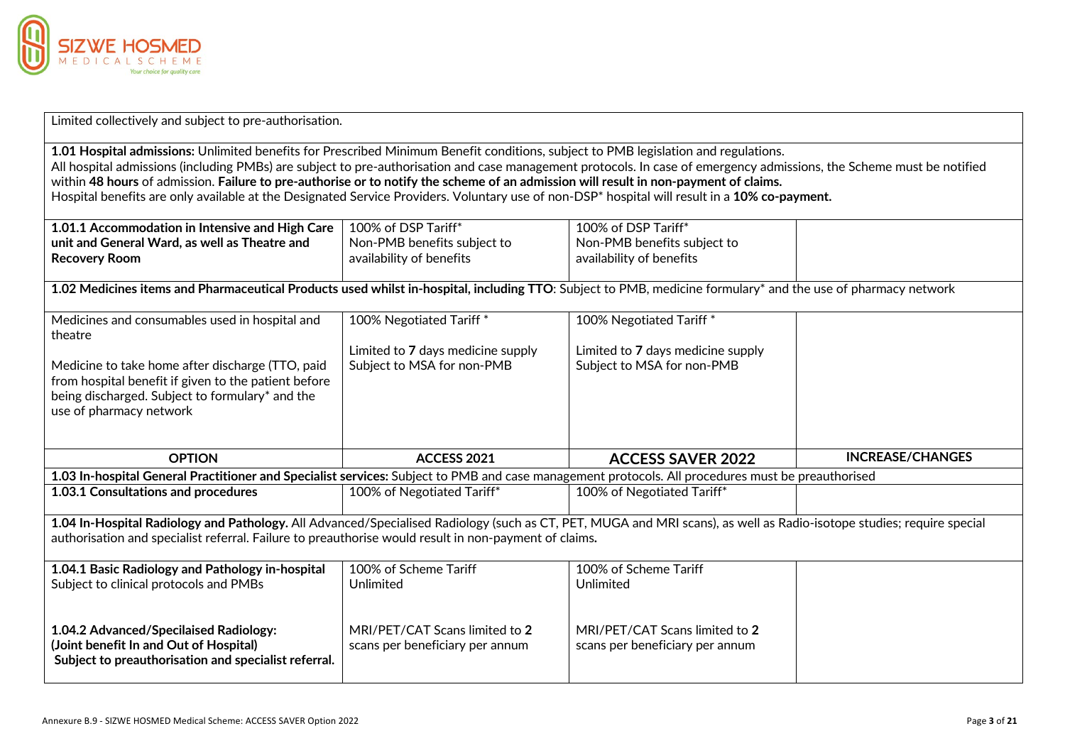| | | | |
|---|---|---|---|
| Limited collectively and subject to pre-authorisation. | | | |
| **1.01 Hospital admissions:** Unlimited benefits for Prescribed Minimum Benefit conditions, subject to PMB legislation and regulations. All hospital admissions (including PMBs) are subject to pre-authorisation and case management protocols. In case of emergency admissions, the Scheme must be notified within **48 hours** of admission. **Failure to pre-authorise or to notify the scheme of an admission will result in non-payment of claims.** Hospital benefits are only available at the Designated Service Providers. Voluntary use of non-DSP* hospital will result in a **10% co-payment.** | | | |
| **1.01.1 Accommodation in Intensive and High Care unit and General Ward, as well as Theatre and Recovery Room** | 100% of DSP Tariff* Non-PMB benefits subject to availability of benefits | 100% of DSP Tariff* Non-PMB benefits subject to availability of benefits | |
| **1.02 Medicines items and Pharmaceutical Products used whilst in-hospital, including TTO**: Subject to PMB, medicine formulary* and the use of pharmacy network | | | |
| Medicines and consumables used in hospital and theatre<br><br>Medicine to take home after discharge (TTO, paid from hospital benefit if given to the patient before being discharged. Subject to formulary* and the use of pharmacy network | 100% Negotiated Tariff *<br><br>Limited to **7** days medicine supply Subject to MSA for non-PMB | 100% Negotiated Tariff *<br><br>Limited to **7** days medicine supply Subject to MSA for non-PMB | |
| **OPTION** | **ACCESS 2021** | **ACCESS SAVER 2022** | **INCREASE/CHANGES** |
| **1.03 In-hospital General Practitioner and Specialist services:** Subject to PMB and case management protocols. All procedures must be preauthorised | | | |
| **1.03.1 Consultations and procedures** | 100% of Negotiated Tariff* | 100% of Negotiated Tariff* | |
| **1.04 In-Hospital Radiology and Pathology.** All Advanced/Specialised Radiology (such as CT, PET, MUGA and MRI scans), as well as Radio-isotope studies; require special authorisation and specialist referral. Failure to preauthorise would result in non-payment of claims**.** | | | |
| **1.04.1 Basic Radiology and Pathology in-hospital** Subject to clinical protocols and PMBs | 100% of Scheme Tariff Unlimited | 100% of Scheme Tariff Unlimited | |
| **1.04.2 Advanced/Specilaised Radiology: (Joint benefit In and Out of Hospital) Subject to preauthorisation and specialist referral.** | MRI/PET/CAT Scans limited to **2** scans per beneficiary per annum | MRI/PET/CAT Scans limited to **2** scans per beneficiary per annum | |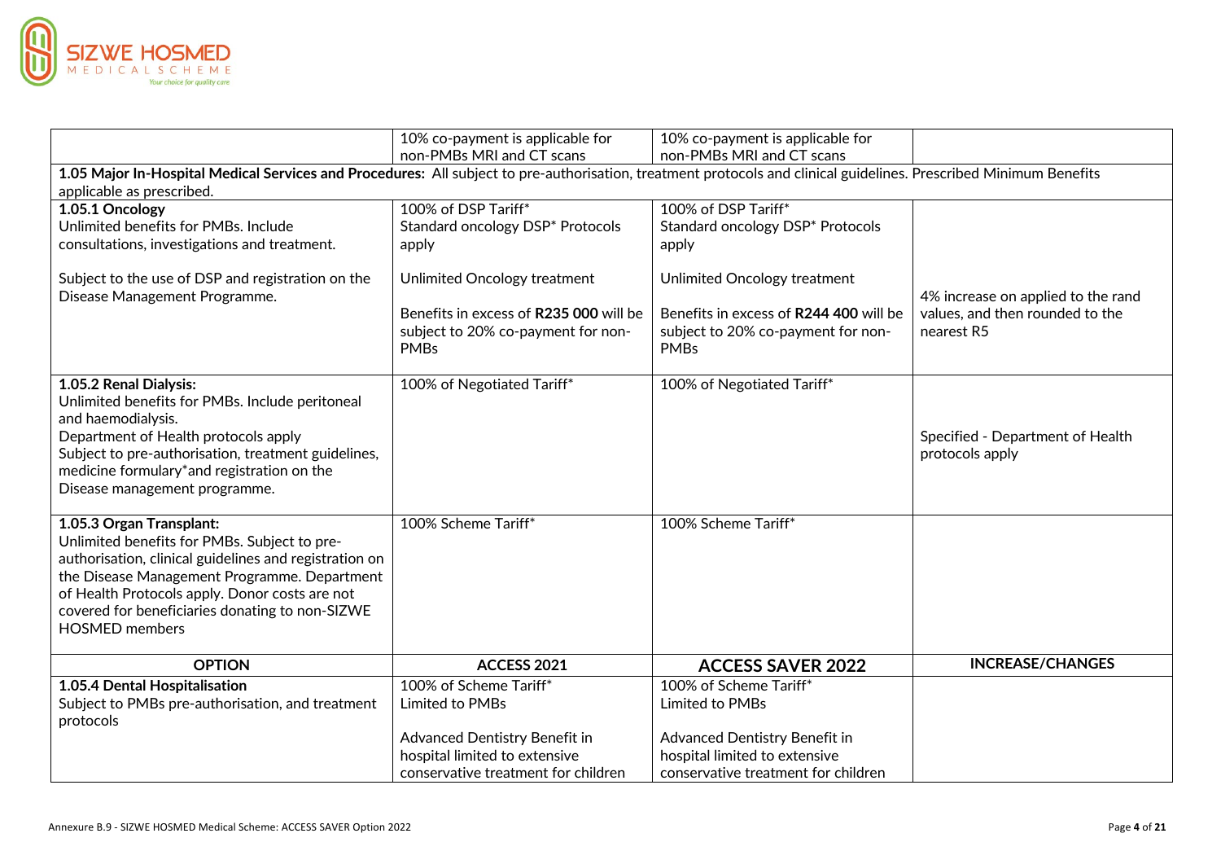| | | | |
|---|---|---|---|
| | 10% co-payment is applicable for non-PMBs MRI and CT scans | 10% co-payment is applicable for non-PMBs MRI and CT scans | |
| **1.05 Major In-Hospital Medical Services and Procedures:** All subject to pre-authorisation, treatment protocols and clinical guidelines. Prescribed Minimum Benefits applicable as prescribed. | | | |
| **1.05.1 Oncology**<br>Unlimited benefits for PMBs. Include consultations, investigations and treatment.<br><br>Subject to the use of DSP and registration on the Disease Management Programme. | 100% of DSP Tariff*<br>Standard oncology DSP* Protocols apply<br><br>Unlimited Oncology treatment<br><br>Benefits in excess of **R235 000** will be subject to 20% co-payment for non-PMBs | 100% of DSP Tariff*<br>Standard oncology DSP* Protocols apply<br><br>Unlimited Oncology treatment<br><br>Benefits in excess of **R244 400** will be subject to 20% co-payment for non-PMBs | 4% increase on applied to the rand values, and then rounded to the nearest R5 |
| **1.05.2 Renal Dialysis:**<br>Unlimited benefits for PMBs. Include peritoneal and haemodialysis.<br>Department of Health protocols apply<br>Subject to pre-authorisation, treatment guidelines, medicine formulary*and registration on the Disease management programme. | 100% of Negotiated Tariff* | 100% of Negotiated Tariff* | Specified - Department of Health protocols apply |
| **1.05.3 Organ Transplant:**<br>Unlimited benefits for PMBs. Subject to pre-authorisation, clinical guidelines and registration on the Disease Management Programme. Department of Health Protocols apply. Donor costs are not covered for beneficiaries donating to non-SIZWE HOSMED members | 100% Scheme Tariff* | 100% Scheme Tariff* | |
| **OPTION** | **ACCESS 2021** | **ACCESS SAVER 2022** | **INCREASE/CHANGES** |
| **1.05.4 Dental Hospitalisation**<br>Subject to PMBs pre-authorisation, and treatment protocols | 100% of Scheme Tariff*<br>Limited to PMBs<br><br>Advanced Dentistry Benefit in hospital limited to extensive conservative treatment for children | 100% of Scheme Tariff*<br>Limited to PMBs<br><br>Advanced Dentistry Benefit in hospital limited to extensive conservative treatment for children | |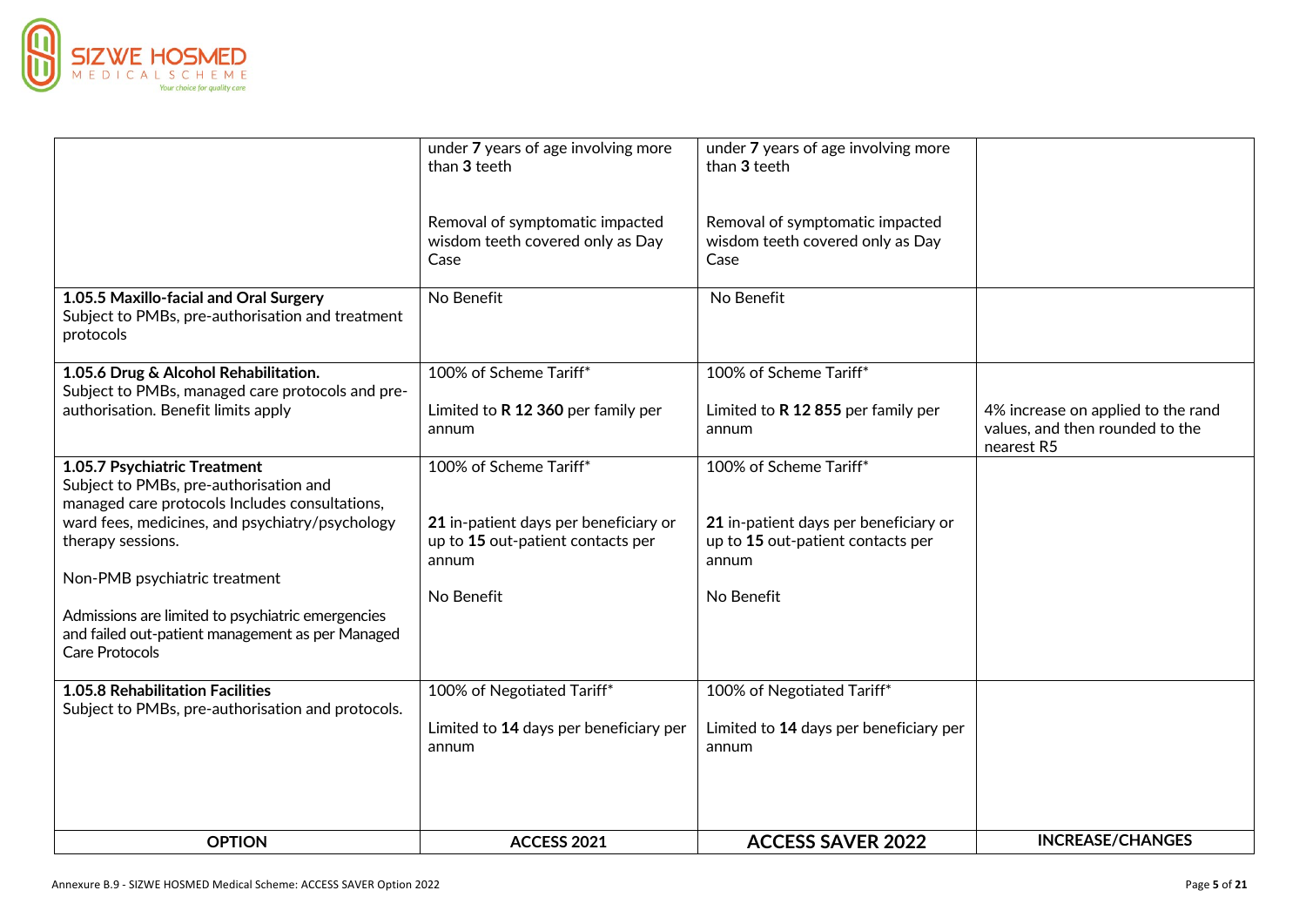| | under **7** years of age involving more than **3** teeth<br><br>Removal of symptomatic impacted wisdom teeth covered only as Day Case | under **7** years of age involving more than **3** teeth<br><br>Removal of symptomatic impacted wisdom teeth covered only as Day Case | |
|---|---|---|---|
| **1.05.5 Maxillo-facial and Oral Surgery**<br>Subject to PMBs, pre-authorisation and treatment protocols | No Benefit | No Benefit | |
| **1.05.6 Drug & Alcohol Rehabilitation.**<br>Subject to PMBs, managed care protocols and pre-authorisation. Benefit limits apply | 100% of Scheme Tariff*<br><br>Limited to **R 12 360** per family per annum | 100% of Scheme Tariff*<br><br>Limited to **R 12 855** per family per annum | 4% increase on applied to the rand values, and then rounded to the nearest R5 |
| **1.05.7 Psychiatric Treatment**<br>Subject to PMBs, pre-authorisation and managed care protocols Includes consultations, ward fees, medicines, and psychiatry/psychology therapy sessions.<br><br>Non-PMB psychiatric treatment<br><br>Admissions are limited to psychiatric emergencies and failed out-patient management as per Managed Care Protocols | 100% of Scheme Tariff*<br><br>**21** in-patient days per beneficiary or up to **15** out-patient contacts per annum<br><br>No Benefit | 100% of Scheme Tariff*<br><br>**21** in-patient days per beneficiary or up to **15** out-patient contacts per annum<br><br>No Benefit | |
| **1.05.8 Rehabilitation Facilities**<br>Subject to PMBs, pre-authorisation and protocols. | 100% of Negotiated Tariff*<br><br>Limited to **14** days per beneficiary per annum | 100% of Negotiated Tariff*<br><br>Limited to **14** days per beneficiary per annum | |
| **OPTION** | **ACCESS 2021** | **ACCESS SAVER 2022** | **INCREASE/CHANGES** |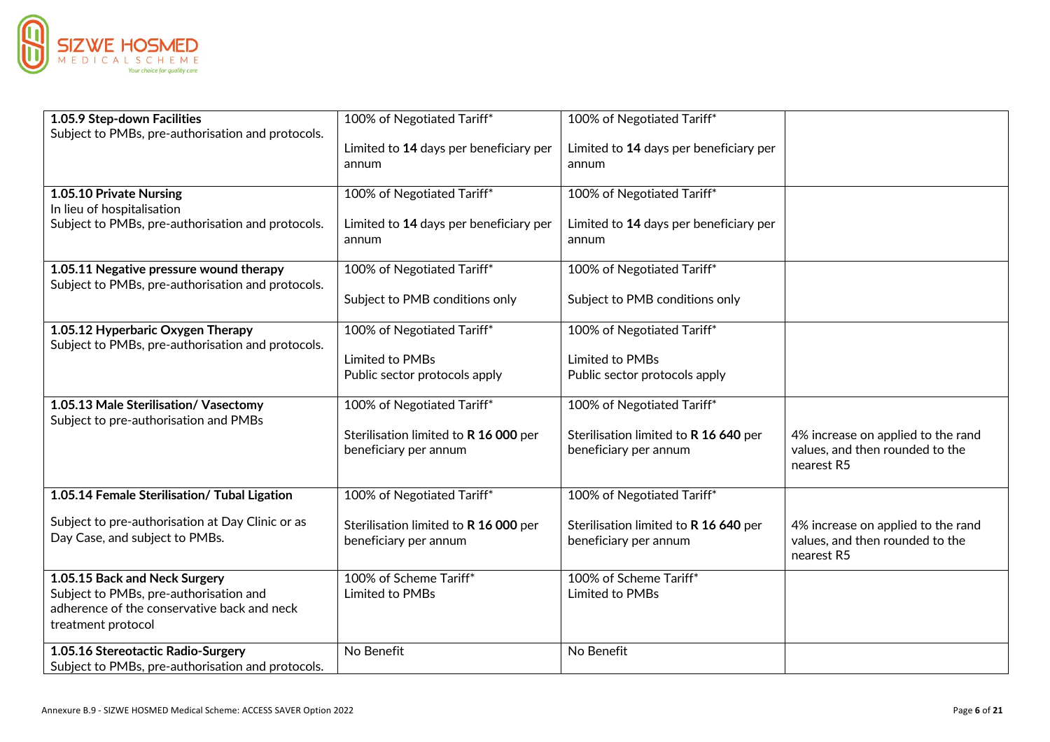| | | | |
|---|---|---|---|
| **1.05.9 Step-down Facilities**<br>Subject to PMBs, pre-authorisation and protocols. | 100% of Negotiated Tariff*<br><br>Limited to **14** days per beneficiary per annum | 100% of Negotiated Tariff*<br><br>Limited to **14** days per beneficiary per annum | |
| **1.05.10 Private Nursing**<br>In lieu of hospitalisation<br>Subject to PMBs, pre-authorisation and protocols. | 100% of Negotiated Tariff*<br><br>Limited to **14** days per beneficiary per annum | 100% of Negotiated Tariff*<br><br>Limited to **14** days per beneficiary per annum | |
| **1.05.11 Negative pressure wound therapy**<br>Subject to PMBs, pre-authorisation and protocols. | 100% of Negotiated Tariff*<br><br>Subject to PMB conditions only | 100% of Negotiated Tariff*<br><br>Subject to PMB conditions only | |
| **1.05.12 Hyperbaric Oxygen Therapy**<br>Subject to PMBs, pre-authorisation and protocols. | 100% of Negotiated Tariff*<br><br>Limited to PMBs<br>Public sector protocols apply | 100% of Negotiated Tariff*<br><br>Limited to PMBs<br>Public sector protocols apply | |
| **1.05.13 Male Sterilisation/ Vasectomy**<br>Subject to pre-authorisation and PMBs | 100% of Negotiated Tariff*<br><br>Sterilisation limited to **R 16 000** per beneficiary per annum | 100% of Negotiated Tariff*<br><br>Sterilisation limited to **R 16 640** per beneficiary per annum | 4% increase on applied to the rand values, and then rounded to the nearest R5 |
| **1.05.14 Female Sterilisation/ Tubal Ligation**<br><br>Subject to pre-authorisation at Day Clinic or as Day Case, and subject to PMBs. | 100% of Negotiated Tariff*<br><br>Sterilisation limited to **R 16 000** per beneficiary per annum | 100% of Negotiated Tariff*<br><br>Sterilisation limited to **R 16 640** per beneficiary per annum | 4% increase on applied to the rand values, and then rounded to the nearest R5 |
| **1.05.15 Back and Neck Surgery**<br>Subject to PMBs, pre-authorisation and adherence of the conservative back and neck treatment protocol | 100% of Scheme Tariff*<br>Limited to PMBs | 100% of Scheme Tariff*<br>Limited to PMBs | |
| **1.05.16 Stereotactic Radio-Surgery**<br>Subject to PMBs, pre-authorisation and protocols. | No Benefit | No Benefit | |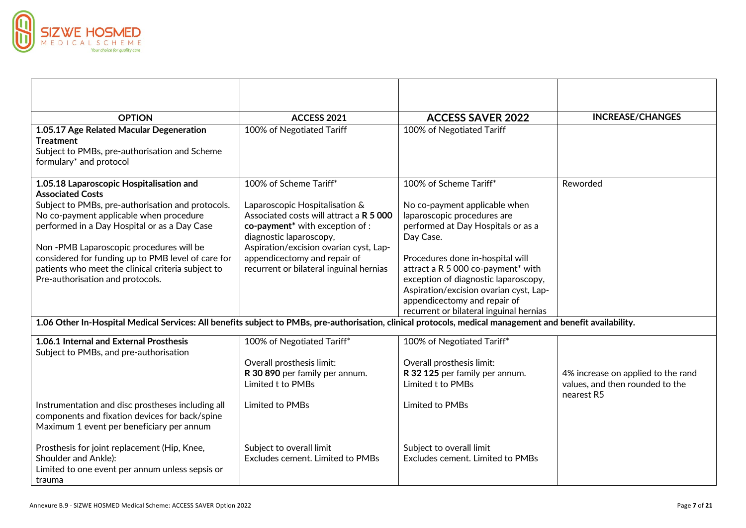| OPTION | ACCESS 2021 | ACCESS SAVER 2022 | INCREASE/CHANGES |
|---|---|---|---|
| **1.05.17 Age Related Macular Degeneration Treatment**<br>Subject to PMBs, pre-authorisation and Scheme formulary* and protocol | 100% of Negotiated Tariff | 100% of Negotiated Tariff | |
| **1.05.18 Laparoscopic Hospitalisation and Associated Costs**<br>Subject to PMBs, pre-authorisation and protocols. No co-payment applicable when procedure performed in a Day Hospital or as a Day Case<br><br>Non -PMB Laparoscopic procedures will be considered for funding up to PMB level of care for patients who meet the clinical criteria subject to Pre-authorisation and protocols. | 100% of Scheme Tariff*<br><br>Laparoscopic Hospitalisation & Associated costs will attract a **R 5 000 co-payment*** with exception of : diagnostic laparoscopy, Aspiration/excision ovarian cyst, Lap-appendicectomy and repair of recurrent or bilateral inguinal hernias | 100% of Scheme Tariff*<br><br>No co-payment applicable when laparoscopic procedures are performed at Day Hospitals or as a Day Case.<br><br>Procedures done in-hospital will attract a R 5 000 co-payment* with exception of diagnostic laparoscopy, Aspiration/excision ovarian cyst, Lap-appendicectomy and repair of recurrent or bilateral inguinal hernias | Reworded |
| **1.06 Other In-Hospital Medical Services: All benefits subject to PMBs, pre-authorisation, clinical protocols, medical management and benefit availability.** | | | |
| **1.06.1 Internal and External Prosthesis**<br>Subject to PMBs, and pre-authorisation<br><br>Instrumentation and disc prostheses including all components and fixation devices for back/spine<br>Maximum 1 event per beneficiary per annum<br><br>Prosthesis for joint replacement (Hip, Knee, Shoulder and Ankle):<br>Limited to one event per annum unless sepsis or trauma | 100% of Negotiated Tariff*<br><br>Overall prosthesis limit:<br>**R 30 890** per family per annum.<br>Limited t to PMBs<br><br>Limited to PMBs<br><br>Subject to overall limit<br>Excludes cement. Limited to PMBs | 100% of Negotiated Tariff*<br><br>Overall prosthesis limit:<br>**R 32 125** per family per annum.<br>Limited t to PMBs<br><br>Limited to PMBs<br><br>Subject to overall limit<br>Excludes cement. Limited to PMBs | 4% increase on applied to the rand values, and then rounded to the nearest R5 |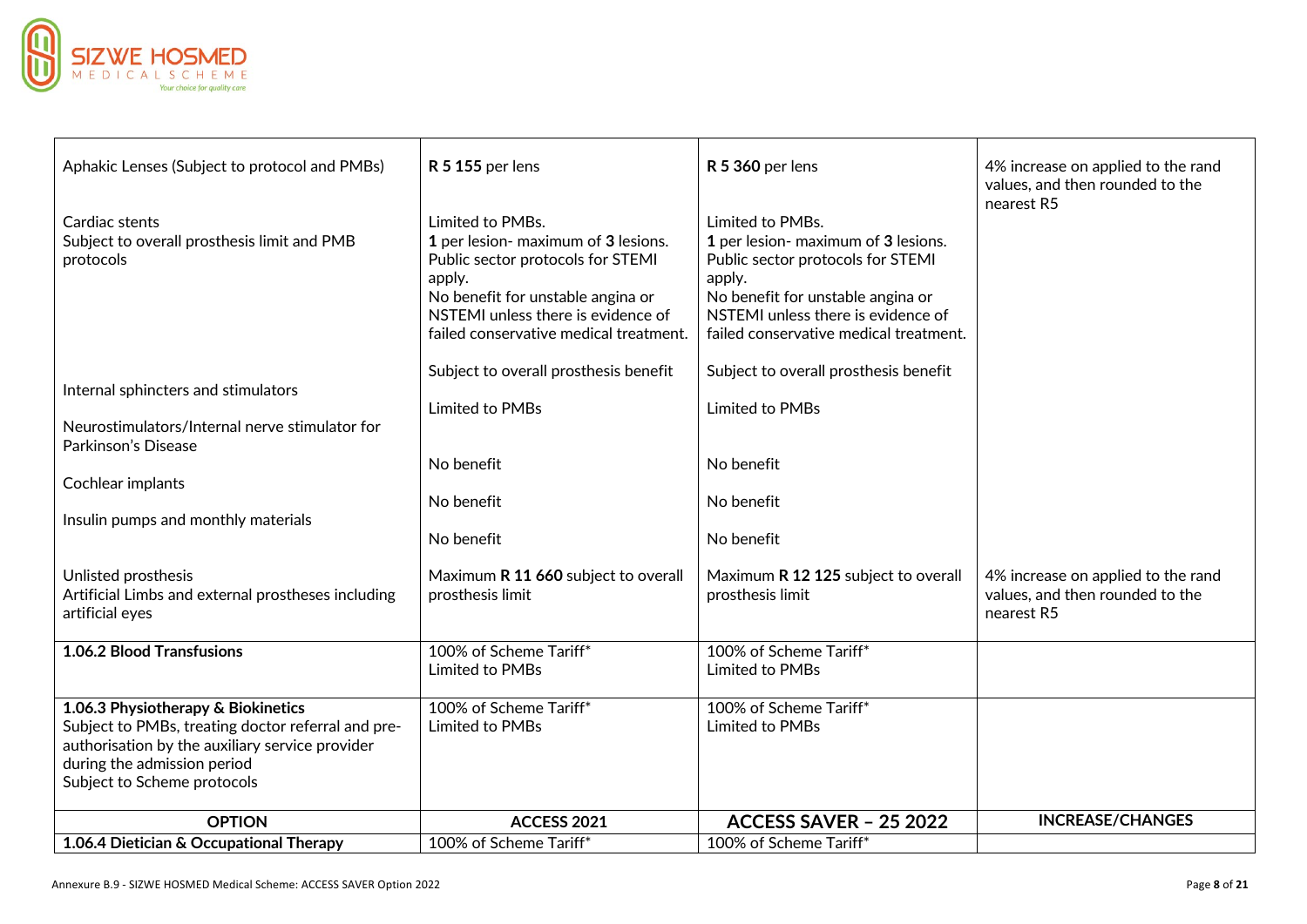| | | | |
|---|---|---|---|
| Aphakic Lenses (Subject to protocol and PMBs)<br><br>Cardiac stents<br>Subject to overall prosthesis limit and PMB protocols<br><br>Internal sphincters and stimulators<br><br>Neurostimulators/Internal nerve stimulator for Parkinson's Disease<br><br>Cochlear implants<br><br>Insulin pumps and monthly materials<br><br>Unlisted prosthesis<br>Artificial Limbs and external prostheses including artificial eyes | **R 5 155** per lens<br><br>Limited to PMBs.<br>**1** per lesion- maximum of **3** lesions.<br>Public sector protocols for STEMI apply.<br>No benefit for unstable angina or NSTEMI unless there is evidence of failed conservative medical treatment.<br><br>Subject to overall prosthesis benefit<br><br>Limited to PMBs<br><br>No benefit<br><br>No benefit<br><br>No benefit<br><br>Maximum **R 11 660** subject to overall prosthesis limit | **R 5 360** per lens<br><br>Limited to PMBs.<br>**1** per lesion- maximum of **3** lesions.<br>Public sector protocols for STEMI apply.<br>No benefit for unstable angina or NSTEMI unless there is evidence of failed conservative medical treatment.<br><br>Subject to overall prosthesis benefit<br><br>Limited to PMBs<br><br>No benefit<br><br>No benefit<br><br>No benefit<br><br>Maximum **R 12 125** subject to overall prosthesis limit | 4% increase on applied to the rand values, and then rounded to the nearest R5<br><br>4% increase on applied to the rand values, and then rounded to the nearest R5 |
| **1.06.2 Blood Transfusions** | 100% of Scheme Tariff*<br>Limited to PMBs | 100% of Scheme Tariff*<br>Limited to PMBs | |
| **1.06.3 Physiotherapy & Biokinetics**<br>Subject to PMBs, treating doctor referral and pre-authorisation by the auxiliary service provider during the admission period<br>Subject to Scheme protocols | 100% of Scheme Tariff*<br>Limited to PMBs | 100% of Scheme Tariff*<br>Limited to PMBs | |
| **OPTION** | **ACCESS 2021** | **ACCESS SAVER – 25 2022** | **INCREASE/CHANGES** |
| **1.06.4 Dietician & Occupational Therapy** | 100% of Scheme Tariff* | 100% of Scheme Tariff* | |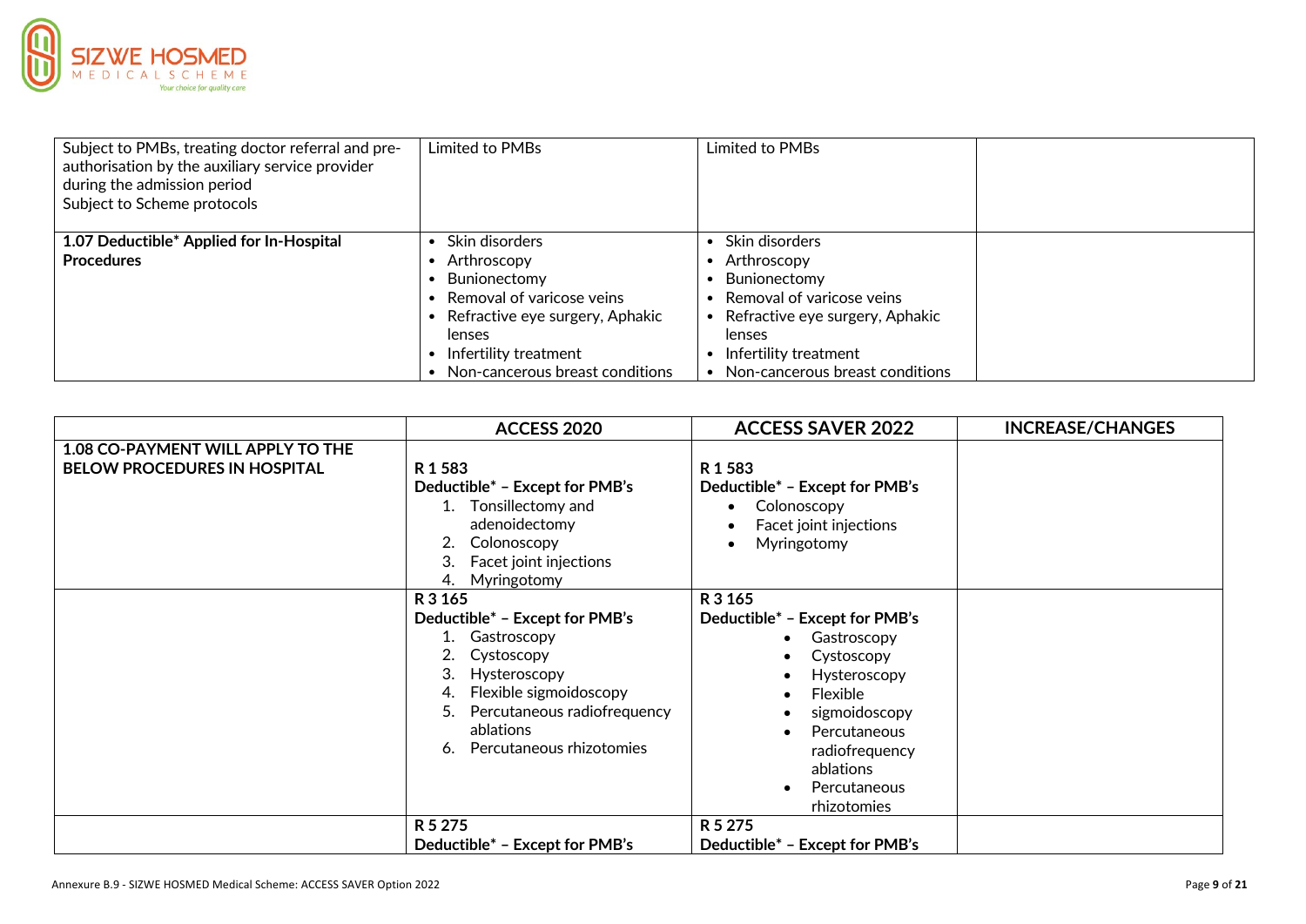| | | | |
|---|---|---|---|
| Subject to PMBs, treating doctor referral and pre-authorisation by the auxiliary service provider during the admission period<br>Subject to Scheme protocols | Limited to PMBs | Limited to PMBs | |
| **1.07 Deductible* Applied for In-Hospital Procedures** | • Skin disorders<br>• Arthroscopy<br>• Bunionectomy<br>• Removal of varicose veins<br>• Refractive eye surgery, Aphakic lenses<br>• Infertility treatment<br>• Non-cancerous breast conditions | • Skin disorders<br>• Arthroscopy<br>• Bunionectomy<br>• Removal of varicose veins<br>• Refractive eye surgery, Aphakic lenses<br>• Infertility treatment<br>• Non-cancerous breast conditions | |

| | ACCESS 2020 | ACCESS SAVER 2022 | INCREASE/CHANGES |
|---|---|---|---|
| **1.08 CO-PAYMENT WILL APPLY TO THE BELOW PROCEDURES IN HOSPITAL** | **R 1 583**<br>**Deductible* – Except for PMB's**<br>1. Tonsillectomy and adenoidectomy<br>2. Colonoscopy<br>3. Facet joint injections<br>4. Myringotomy | **R 1 583**<br>**Deductible* – Except for PMB's**<br>• Colonoscopy<br>• Facet joint injections<br>• Myringotomy | |
| | **R 3 165**<br>**Deductible* – Except for PMB's**<br>1. Gastroscopy<br>2. Cystoscopy<br>3. Hysteroscopy<br>4. Flexible sigmoidoscopy<br>5. Percutaneous radiofrequency ablations<br>6. Percutaneous rhizotomies | **R 3 165**<br>**Deductible* – Except for PMB's**<br>• Gastroscopy<br>• Cystoscopy<br>• Hysteroscopy<br>• Flexible<br>• sigmoidoscopy<br>• Percutaneous radiofrequency ablations<br>• Percutaneous rhizotomies | |
| | **R 5 275**<br>**Deductible* – Except for PMB's** | **R 5 275**<br>**Deductible* – Except for PMB's** | |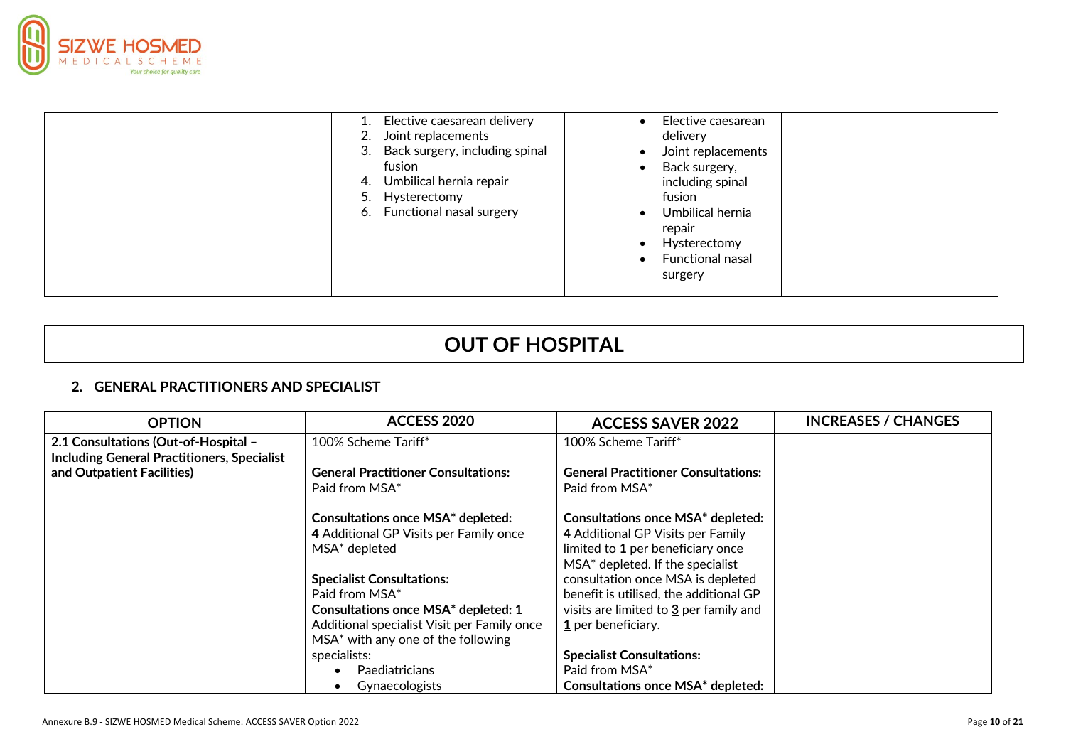| | | | |
|---|---|---|---|
| | 1. Elective caesarean delivery<br>2. Joint replacements<br>3. Back surgery, including spinal fusion<br>4. Umbilical hernia repair<br>5. Hysterectomy<br>6. Functional nasal surgery | • Elective caesarean delivery<br>• Joint replacements<br>• Back surgery, including spinal fusion<br>• Umbilical hernia repair<br>• Hysterectomy<br>• Functional nasal surgery | |

# OUT OF HOSPITAL

## 2. GENERAL PRACTITIONERS AND SPECIALIST

| OPTION | ACCESS 2020 | ACCESS SAVER 2022 | INCREASES / CHANGES |
|---|---|---|---|
| **2.1 Consultations (Out-of-Hospital – Including General Practitioners, Specialist and Outpatient Facilities)** | 100% Scheme Tariff*<br><br>**General Practitioner Consultations:**<br>Paid from MSA*<br><br>**Consultations once MSA* depleted:**<br>**4** Additional GP Visits per Family once MSA* depleted<br><br>**Specialist Consultations:**<br>Paid from MSA*<br>**Consultations once MSA* depleted: 1** Additional specialist Visit per Family once MSA* with any one of the following specialists:<br>• Paediatricians<br>• Gynaecologists | 100% Scheme Tariff*<br><br>**General Practitioner Consultations:**<br>Paid from MSA*<br><br>**Consultations once MSA* depleted:**<br>**4** Additional GP Visits per Family limited to **1** per beneficiary once MSA* depleted. If the specialist consultation once MSA is depleted benefit is utilised, the additional GP visits are limited to **3** per family and **1** per beneficiary.<br><br>**Specialist Consultations:**<br>Paid from MSA*<br>**Consultations once MSA* depleted:** | |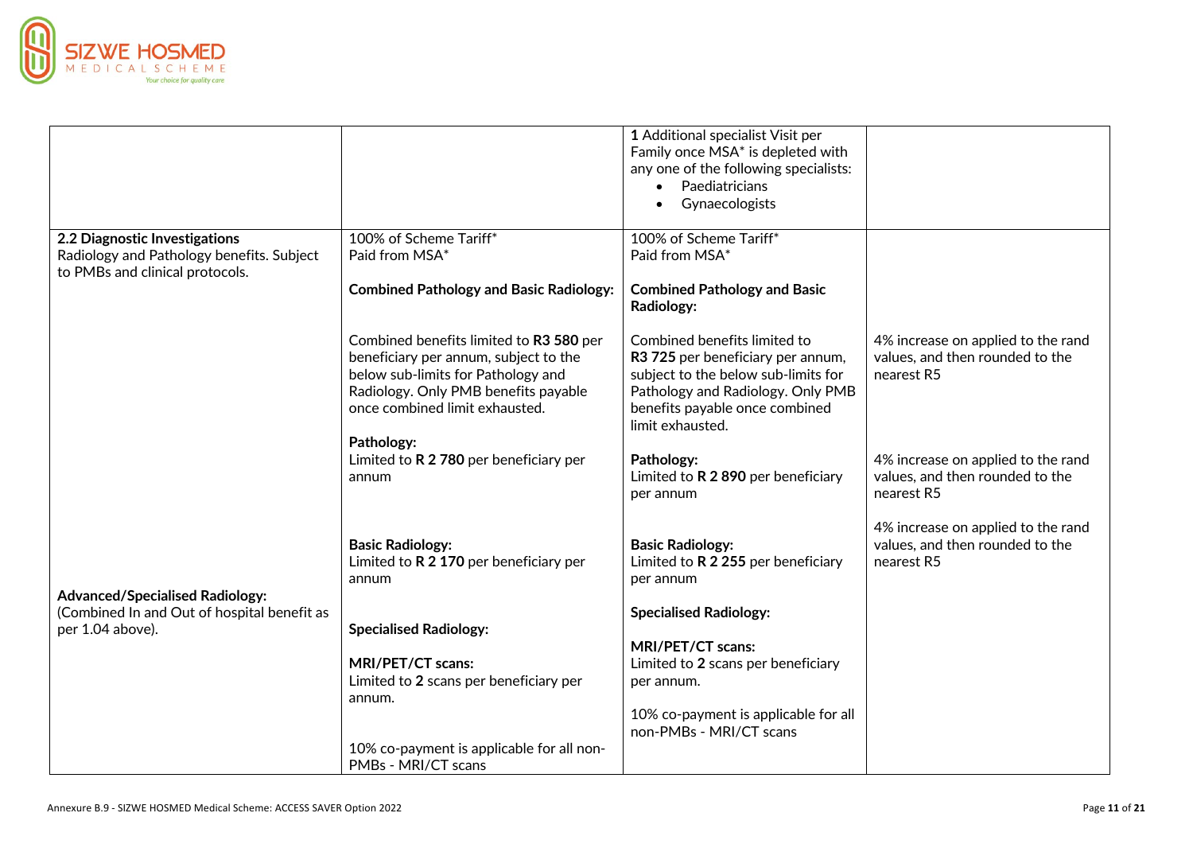| | | | |
|---|---|---|---|
| | | **1** Additional specialist Visit per Family once MSA* is depleted with any one of the following specialists:<br>• Paediatricians<br>• Gynaecologists | |
| **2.2 Diagnostic Investigations**<br>Radiology and Pathology benefits. Subject to PMBs and clinical protocols. | 100% of Scheme Tariff*<br>Paid from MSA*<br><br>**Combined Pathology and Basic Radiology:**<br><br>Combined benefits limited to **R3 580** per beneficiary per annum, subject to the below sub-limits for Pathology and Radiology. Only PMB benefits payable once combined limit exhausted.<br><br>**Pathology:**<br>Limited to **R 2 780** per beneficiary per annum<br><br>**Basic Radiology:**<br>Limited to **R 2 170** per beneficiary per annum | 100% of Scheme Tariff*<br>Paid from MSA*<br><br>**Combined Pathology and Basic Radiology:**<br><br>Combined benefits limited to **R3 725** per beneficiary per annum, subject to the below sub-limits for Pathology and Radiology. Only PMB benefits payable once combined limit exhausted.<br><br>**Pathology:**<br>Limited to **R 2 890** per beneficiary per annum<br><br>**Basic Radiology:**<br>Limited to **R 2 255** per beneficiary per annum | 4% increase on applied to the rand values, and then rounded to the nearest R5<br><br>4% increase on applied to the rand values, and then rounded to the nearest R5<br><br>4% increase on applied to the rand values, and then rounded to the nearest R5 |
| **Advanced/Specialised Radiology:**<br>(Combined In and Out of hospital benefit as per 1.04 above). | **Specialised Radiology:**<br><br>**MRI/PET/CT scans:**<br>Limited to **2** scans per beneficiary per annum.<br><br>10% co-payment is applicable for all non-PMBs - MRI/CT scans | **Specialised Radiology:**<br><br>**MRI/PET/CT scans:**<br>Limited to **2** scans per beneficiary per annum.<br><br>10% co-payment is applicable for all non-PMBs - MRI/CT scans | |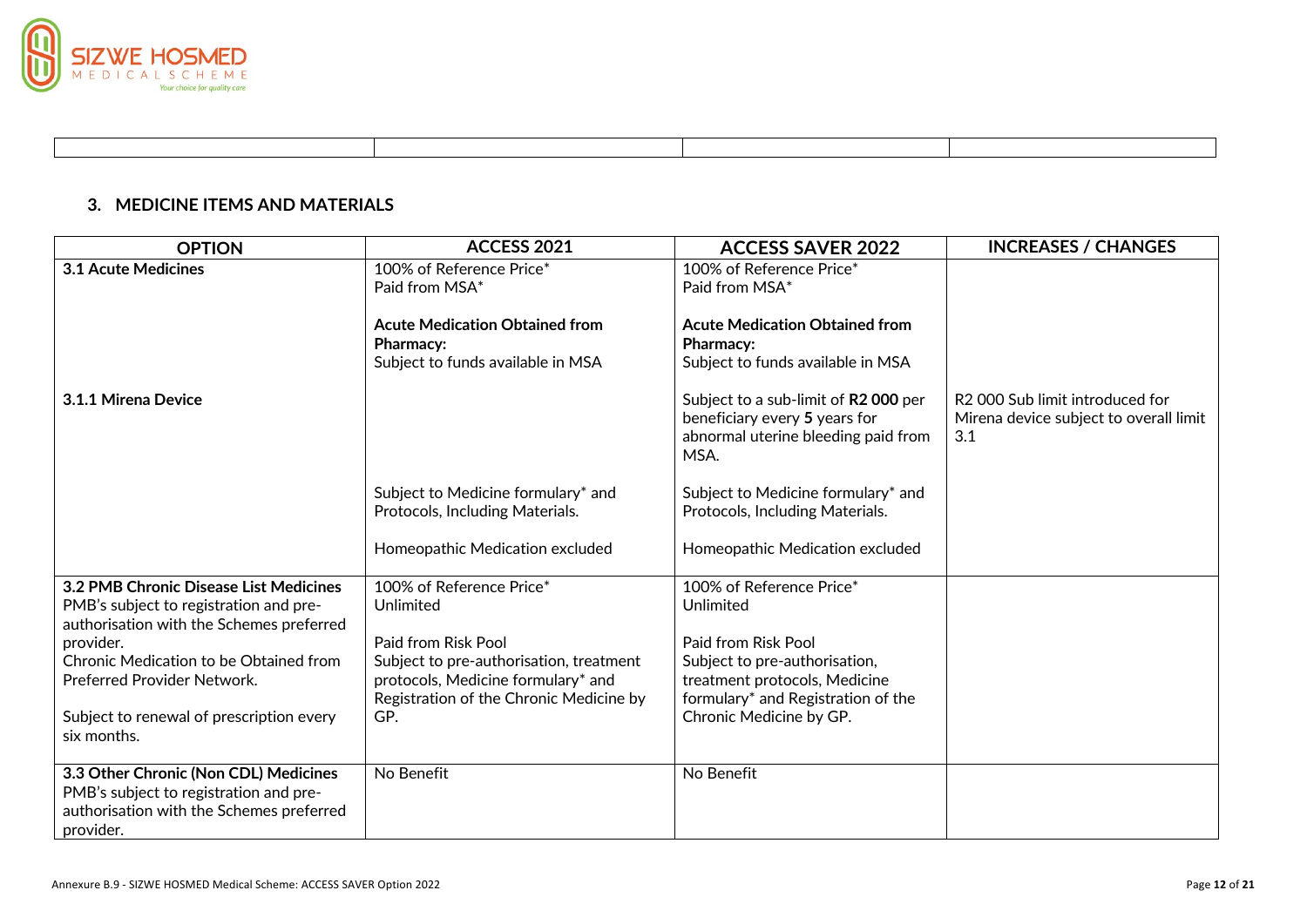## 3. MEDICINE ITEMS AND MATERIALS

| OPTION | ACCESS 2021 | ACCESS SAVER 2022 | INCREASES / CHANGES |
|---|---|---|---|
| **3.1 Acute Medicines** | 100% of Reference Price*<br>Paid from MSA*<br><br>**Acute Medication Obtained from Pharmacy:**<br>Subject to funds available in MSA | 100% of Reference Price*<br>Paid from MSA*<br><br>**Acute Medication Obtained from Pharmacy:**<br>Subject to funds available in MSA | |
| **3.1.1 Mirena Device** | | Subject to a sub-limit of **R2 000** per beneficiary every **5** years for abnormal uterine bleeding paid from MSA. | R2 000 Sub limit introduced for Mirena device subject to overall limit 3.1 |
| | Subject to Medicine formulary* and Protocols, Including Materials.<br><br>Homeopathic Medication excluded | Subject to Medicine formulary* and Protocols, Including Materials.<br><br>Homeopathic Medication excluded | |
| **3.2 PMB Chronic Disease List Medicines**<br>PMB's subject to registration and pre-authorisation with the Schemes preferred provider.<br>Chronic Medication to be Obtained from Preferred Provider Network.<br><br>Subject to renewal of prescription every six months. | 100% of Reference Price*<br>Unlimited<br><br>Paid from Risk Pool<br>Subject to pre-authorisation, treatment protocols, Medicine formulary* and Registration of the Chronic Medicine by GP. | 100% of Reference Price*<br>Unlimited<br><br>Paid from Risk Pool<br>Subject to pre-authorisation, treatment protocols, Medicine formulary* and Registration of the Chronic Medicine by GP. | |
| **3.3 Other Chronic (Non CDL) Medicines**<br>PMB's subject to registration and pre-authorisation with the Schemes preferred provider. | No Benefit | No Benefit | |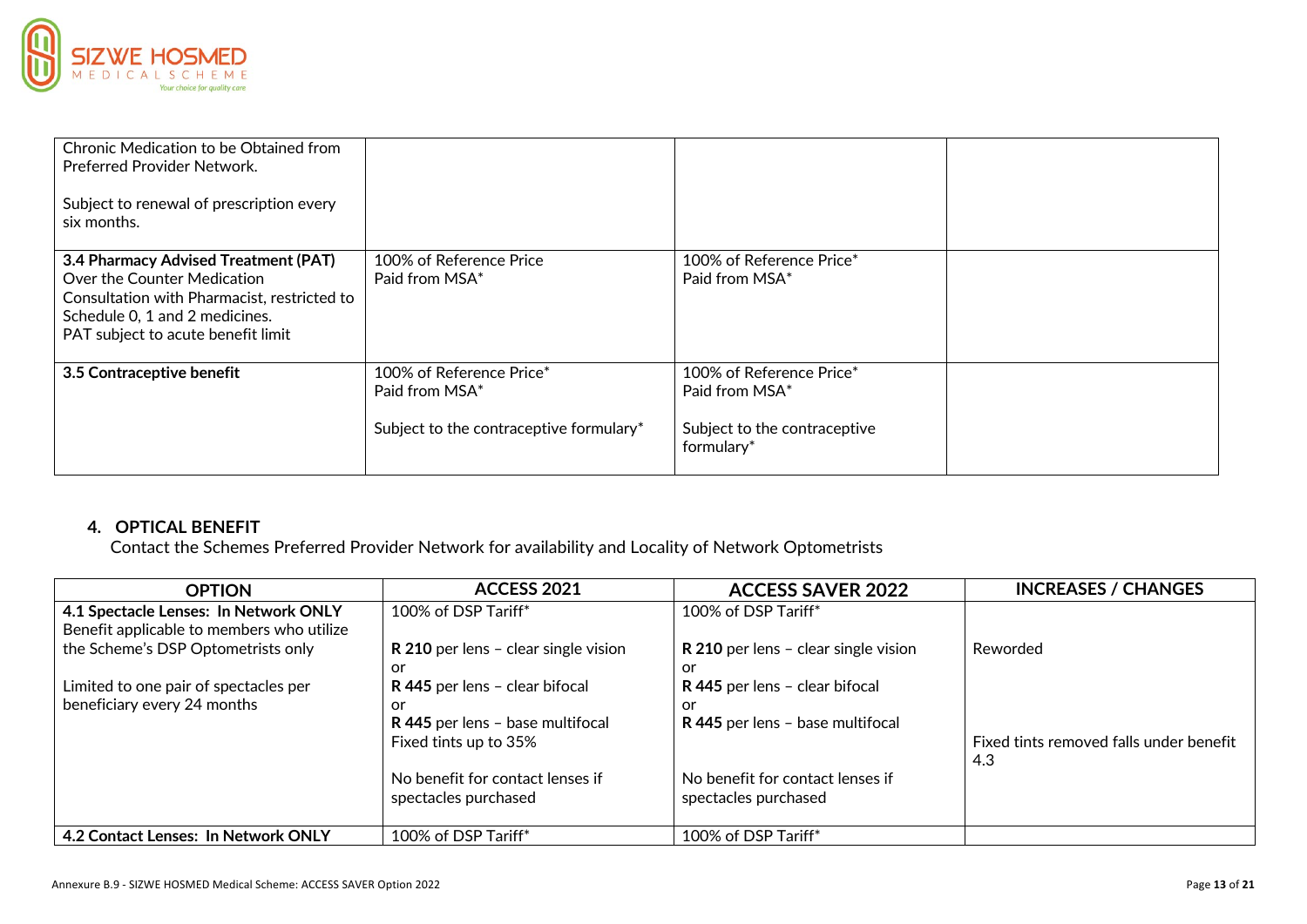| | | | |
|---|---|---|---|
| Chronic Medication to be Obtained from Preferred Provider Network.<br><br>Subject to renewal of prescription every six months. | | | |
| **3.4 Pharmacy Advised Treatment (PAT)**<br>Over the Counter Medication<br>Consultation with Pharmacist, restricted to Schedule 0, 1 and 2 medicines.<br>PAT subject to acute benefit limit | 100% of Reference Price<br>Paid from MSA* | 100% of Reference Price*<br>Paid from MSA* | |
| **3.5 Contraceptive benefit** | 100% of Reference Price*<br>Paid from MSA*<br><br>Subject to the contraceptive formulary* | 100% of Reference Price*<br>Paid from MSA*<br><br>Subject to the contraceptive formulary* | |

## 4. OPTICAL BENEFIT

Contact the Schemes Preferred Provider Network for availability and Locality of Network Optometrists

| OPTION | ACCESS 2021 | ACCESS SAVER 2022 | INCREASES / CHANGES |
|---|---|---|---|
| **4.1 Spectacle Lenses: In Network ONLY**<br>Benefit applicable to members who utilize the Scheme's DSP Optometrists only<br><br>Limited to one pair of spectacles per beneficiary every 24 months | 100% of DSP Tariff*<br><br>**R 210** per lens – clear single vision<br>or<br>**R 445** per lens – clear bifocal<br>or<br>**R 445** per lens – base multifocal<br>Fixed tints up to 35%<br><br>No benefit for contact lenses if spectacles purchased | 100% of DSP Tariff*<br><br>**R 210** per lens – clear single vision<br>or<br>**R 445** per lens – clear bifocal<br>or<br>**R 445** per lens – base multifocal<br><br>No benefit for contact lenses if spectacles purchased | Reworded<br><br>Fixed tints removed falls under benefit 4.3 |
| **4.2 Contact Lenses: In Network ONLY** | 100% of DSP Tariff* | 100% of DSP Tariff* | |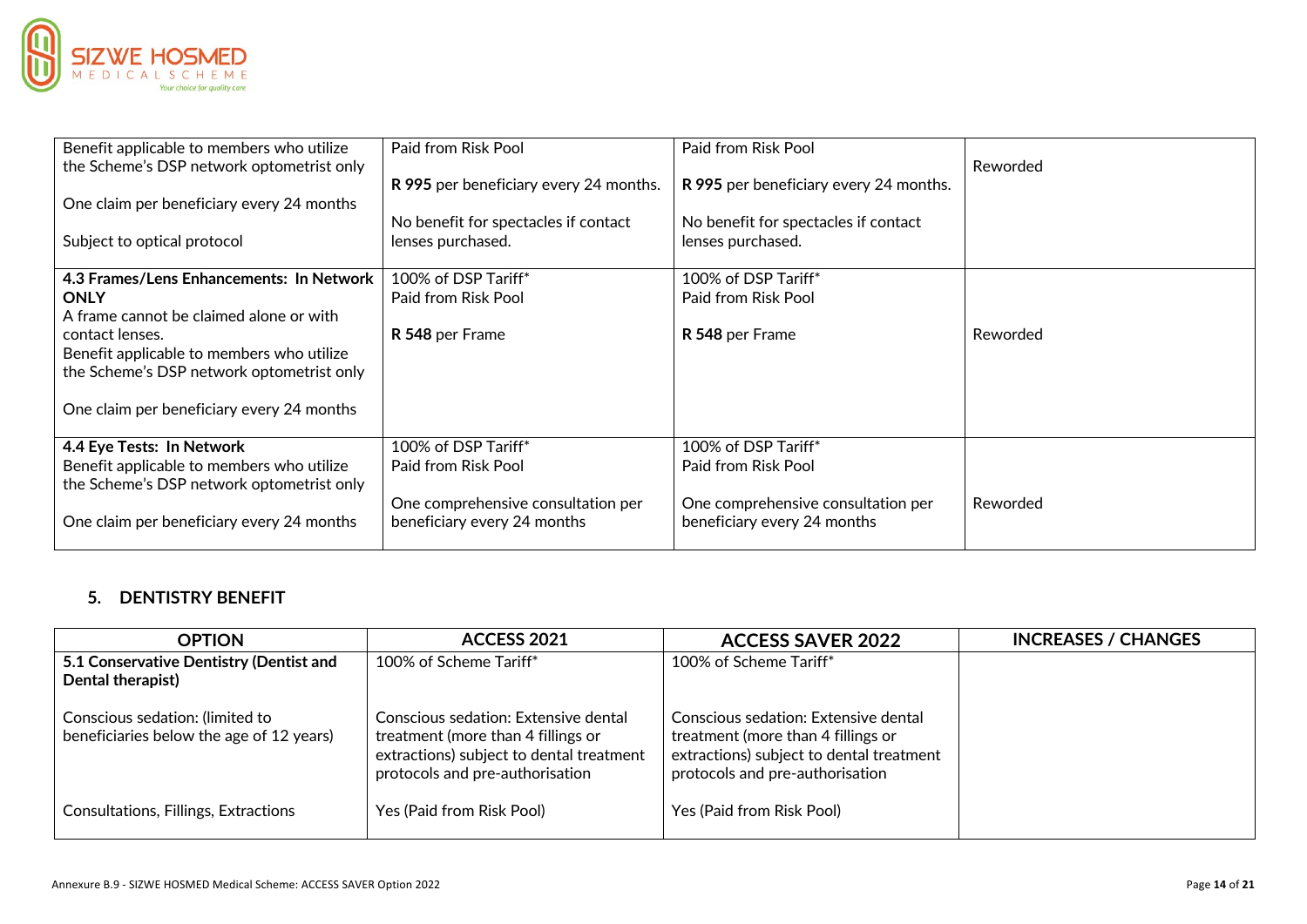| | | | |
|---|---|---|---|
| Benefit applicable to members who utilize the Scheme's DSP network optometrist only<br><br>One claim per beneficiary every 24 months<br><br>Subject to optical protocol | Paid from Risk Pool<br><br>**R 995** per beneficiary every 24 months.<br><br>No benefit for spectacles if contact lenses purchased. | Paid from Risk Pool<br><br>**R 995** per beneficiary every 24 months.<br><br>No benefit for spectacles if contact lenses purchased. | Reworded |
| **4.3 Frames/Lens Enhancements: In Network ONLY**<br>A frame cannot be claimed alone or with contact lenses.<br>Benefit applicable to members who utilize the Scheme's DSP network optometrist only<br><br>One claim per beneficiary every 24 months | 100% of DSP Tariff*<br>Paid from Risk Pool<br><br>**R 548** per Frame | 100% of DSP Tariff*<br>Paid from Risk Pool<br><br>**R 548** per Frame | Reworded |
| **4.4 Eye Tests: In Network**<br>Benefit applicable to members who utilize the Scheme's DSP network optometrist only<br><br>One claim per beneficiary every 24 months | 100% of DSP Tariff*<br>Paid from Risk Pool<br><br>One comprehensive consultation per beneficiary every 24 months | 100% of DSP Tariff*<br>Paid from Risk Pool<br><br>One comprehensive consultation per beneficiary every 24 months | Reworded |

## 5. DENTISTRY BENEFIT

| OPTION | ACCESS 2021 | ACCESS SAVER 2022 | INCREASES / CHANGES |
|---|---|---|---|
| **5.1 Conservative Dentistry (Dentist and Dental therapist)**<br><br>Conscious sedation: (limited to beneficiaries below the age of 12 years)<br><br>Consultations, Fillings, Extractions | 100% of Scheme Tariff*<br><br>Conscious sedation: Extensive dental treatment (more than 4 fillings or extractions) subject to dental treatment protocols and pre-authorisation<br><br>Yes (Paid from Risk Pool) | 100% of Scheme Tariff*<br><br>Conscious sedation: Extensive dental treatment (more than 4 fillings or extractions) subject to dental treatment protocols and pre-authorisation<br><br>Yes (Paid from Risk Pool) | |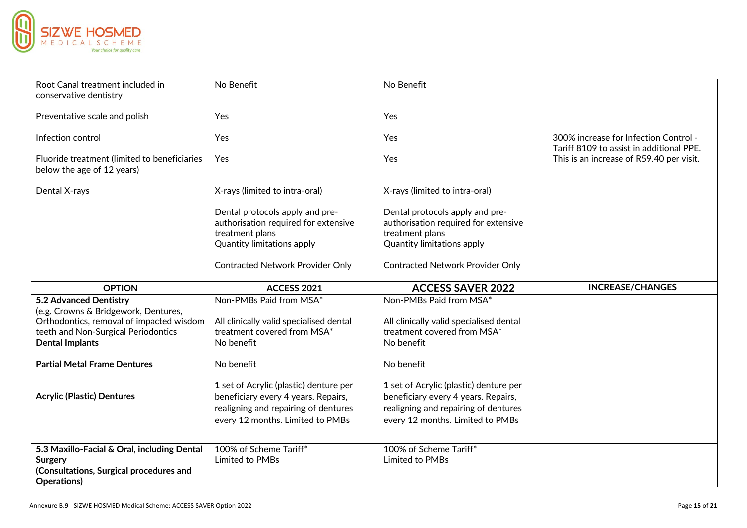| | | | |
|---|---|---|---|
| Root Canal treatment included in conservative dentistry<br><br>Preventative scale and polish<br><br>Infection control<br><br>Fluoride treatment (limited to beneficiaries below the age of 12 years)<br><br>Dental X-rays | No Benefit<br><br>Yes<br><br>Yes<br><br>Yes<br><br>X-rays (limited to intra-oral)<br><br>Dental protocols apply and pre-authorisation required for extensive treatment plans<br>Quantity limitations apply<br><br>Contracted Network Provider Only | No Benefit<br><br>Yes<br><br>Yes<br><br>Yes<br><br>X-rays (limited to intra-oral)<br><br>Dental protocols apply and pre-authorisation required for extensive treatment plans<br>Quantity limitations apply<br><br>Contracted Network Provider Only | 300% increase for Infection Control - Tariff 8109 to assist in additional PPE. This is an increase of R59.40 per visit. |
| **OPTION** | **ACCESS 2021** | **ACCESS SAVER 2022** | **INCREASE/CHANGES** |
| **5.2 Advanced Dentistry**<br>(e.g. Crowns & Bridgework, Dentures, Orthodontics, removal of impacted wisdom teeth and Non-Surgical Periodontics<br>**Dental Implants**<br><br>**Partial Metal Frame Dentures**<br><br>**Acrylic (Plastic) Dentures** | Non-PMBs Paid from MSA*<br><br>All clinically valid specialised dental treatment covered from MSA*<br>No benefit<br><br>No benefit<br><br>**1** set of Acrylic (plastic) denture per beneficiary every 4 years. Repairs, realigning and repairing of dentures every 12 months. Limited to PMBs | Non-PMBs Paid from MSA*<br><br>All clinically valid specialised dental treatment covered from MSA*<br>No benefit<br><br>No benefit<br><br>**1** set of Acrylic (plastic) denture per beneficiary every 4 years. Repairs, realigning and repairing of dentures every 12 months. Limited to PMBs | |
| **5.3 Maxillo-Facial & Oral, including Dental Surgery**<br>**(Consultations, Surgical procedures and Operations)** | 100% of Scheme Tariff*<br>Limited to PMBs | 100% of Scheme Tariff*<br>Limited to PMBs | |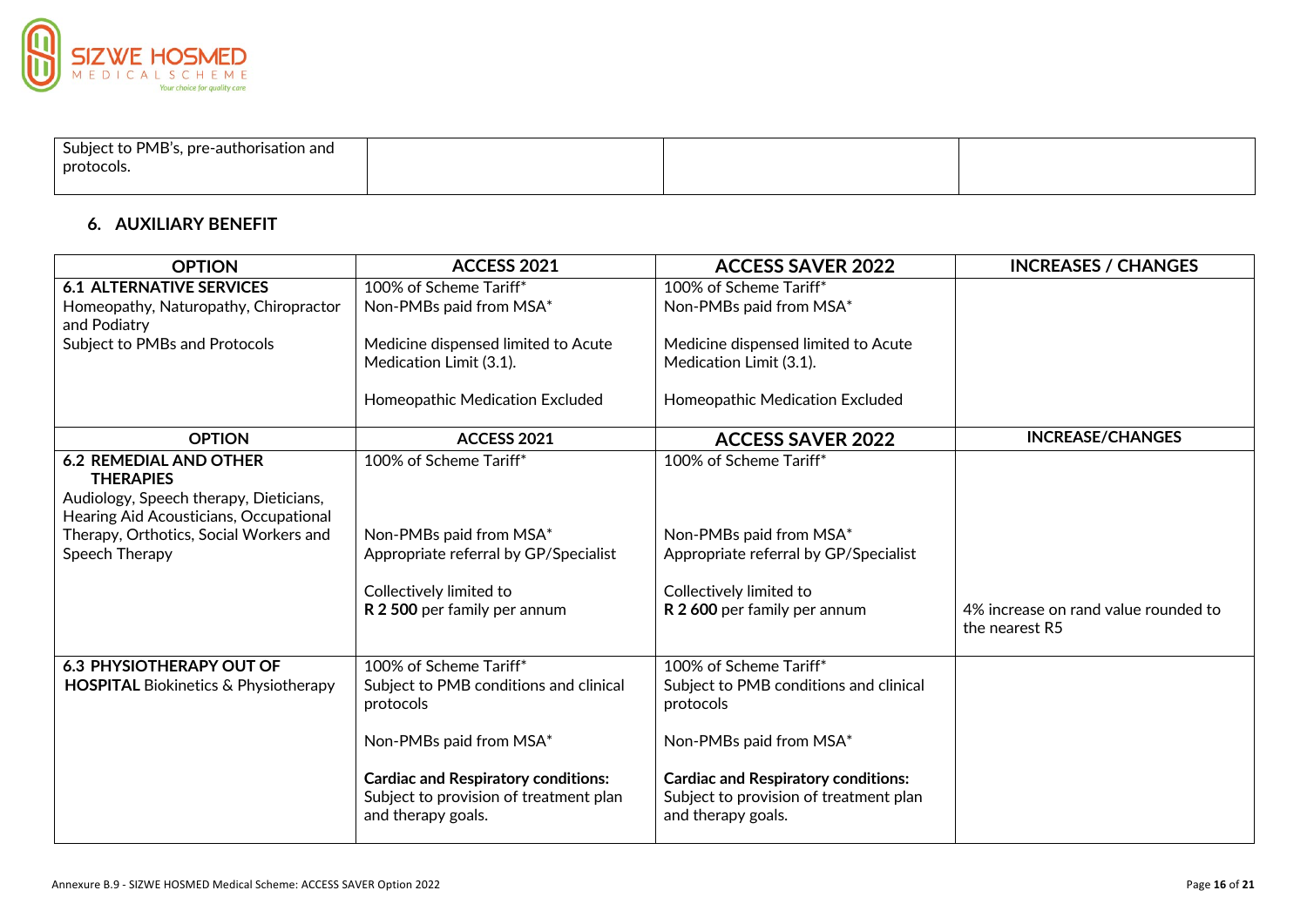| Subject to PMB's, pre-authorisation and protocols. | | | |
|---|---|---|---|

## 6. AUXILIARY BENEFIT

| OPTION | ACCESS 2021 | ACCESS SAVER 2022 | INCREASES / CHANGES |
|---|---|---|---|
| **6.1 ALTERNATIVE SERVICES**<br>Homeopathy, Naturopathy, Chiropractor and Podiatry<br>Subject to PMBs and Protocols | 100% of Scheme Tariff*<br>Non-PMBs paid from MSA*<br><br>Medicine dispensed limited to Acute Medication Limit (3.1).<br><br>Homeopathic Medication Excluded | 100% of Scheme Tariff*<br>Non-PMBs paid from MSA*<br><br>Medicine dispensed limited to Acute Medication Limit (3.1).<br><br>Homeopathic Medication Excluded | |
| **OPTION** | **ACCESS 2021** | **ACCESS SAVER 2022** | **INCREASE/CHANGES** |
| **6.2 REMEDIAL AND OTHER THERAPIES**<br>Audiology, Speech therapy, Dieticians, Hearing Aid Acousticians, Occupational Therapy, Orthotics, Social Workers and Speech Therapy | 100% of Scheme Tariff*<br><br>Non-PMBs paid from MSA*<br>Appropriate referral by GP/Specialist<br><br>Collectively limited to<br>**R 2 500** per family per annum | 100% of Scheme Tariff*<br><br>Non-PMBs paid from MSA*<br>Appropriate referral by GP/Specialist<br><br>Collectively limited to<br>**R 2 600** per family per annum | 4% increase on rand value rounded to the nearest R5 |
| **6.3 PHYSIOTHERAPY OUT OF HOSPITAL** Biokinetics & Physiotherapy | 100% of Scheme Tariff*<br>Subject to PMB conditions and clinical protocols<br><br>Non-PMBs paid from MSA*<br><br>**Cardiac and Respiratory conditions:**<br>Subject to provision of treatment plan and therapy goals. | 100% of Scheme Tariff*<br>Subject to PMB conditions and clinical protocols<br><br>Non-PMBs paid from MSA*<br><br>**Cardiac and Respiratory conditions:**<br>Subject to provision of treatment plan and therapy goals. | |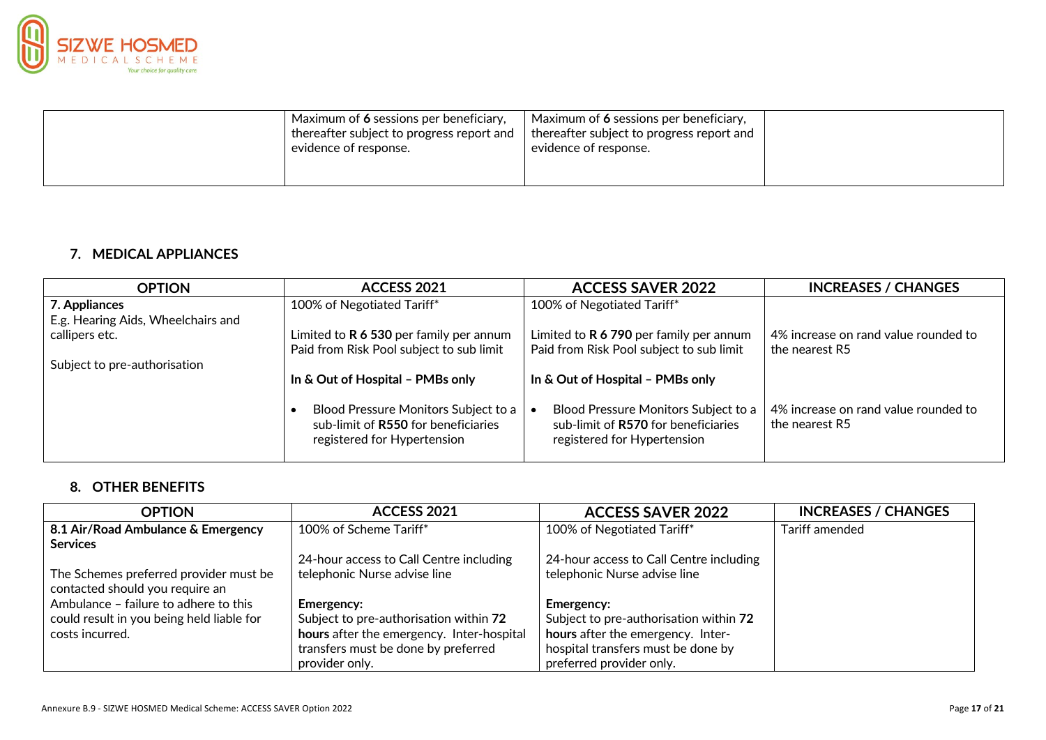| | Maximum of **6** sessions per beneficiary, thereafter subject to progress report and evidence of response. | Maximum of **6** sessions per beneficiary, thereafter subject to progress report and evidence of response. | |
|---|---|---|---|

## 7. MEDICAL APPLIANCES

| OPTION | ACCESS 2021 | ACCESS SAVER 2022 | INCREASES / CHANGES |
|---|---|---|---|
| **7. Appliances**<br>E.g. Hearing Aids, Wheelchairs and callipers etc.<br><br>Subject to pre-authorisation | 100% of Negotiated Tariff*<br><br>Limited to **R 6 530** per family per annum Paid from Risk Pool subject to sub limit<br><br>**In & Out of Hospital – PMBs only**<br><br>• Blood Pressure Monitors Subject to a sub-limit of **R550** for beneficiaries registered for Hypertension | 100% of Negotiated Tariff*<br><br>Limited to **R 6 790** per family per annum Paid from Risk Pool subject to sub limit<br><br>**In & Out of Hospital – PMBs only**<br><br>• Blood Pressure Monitors Subject to a sub-limit of **R570** for beneficiaries registered for Hypertension | <br><br>4% increase on rand value rounded to the nearest R5<br><br><br><br>4% increase on rand value rounded to the nearest R5 |

## 8. OTHER BENEFITS

| OPTION | ACCESS 2021 | ACCESS SAVER 2022 | INCREASES / CHANGES |
|---|---|---|---|
| **8.1 Air/Road Ambulance & Emergency Services**<br><br>The Schemes preferred provider must be contacted should you require an Ambulance – failure to adhere to this could result in you being held liable for costs incurred. | 100% of Scheme Tariff*<br><br>24-hour access to Call Centre including telephonic Nurse advise line<br><br>**Emergency:**<br>Subject to pre-authorisation within **72 hours** after the emergency. Inter-hospital transfers must be done by preferred provider only. | 100% of Negotiated Tariff*<br><br>24-hour access to Call Centre including telephonic Nurse advise line<br><br>**Emergency:**<br>Subject to pre-authorisation within **72 hours** after the emergency. Inter-hospital transfers must be done by preferred provider only. | Tariff amended |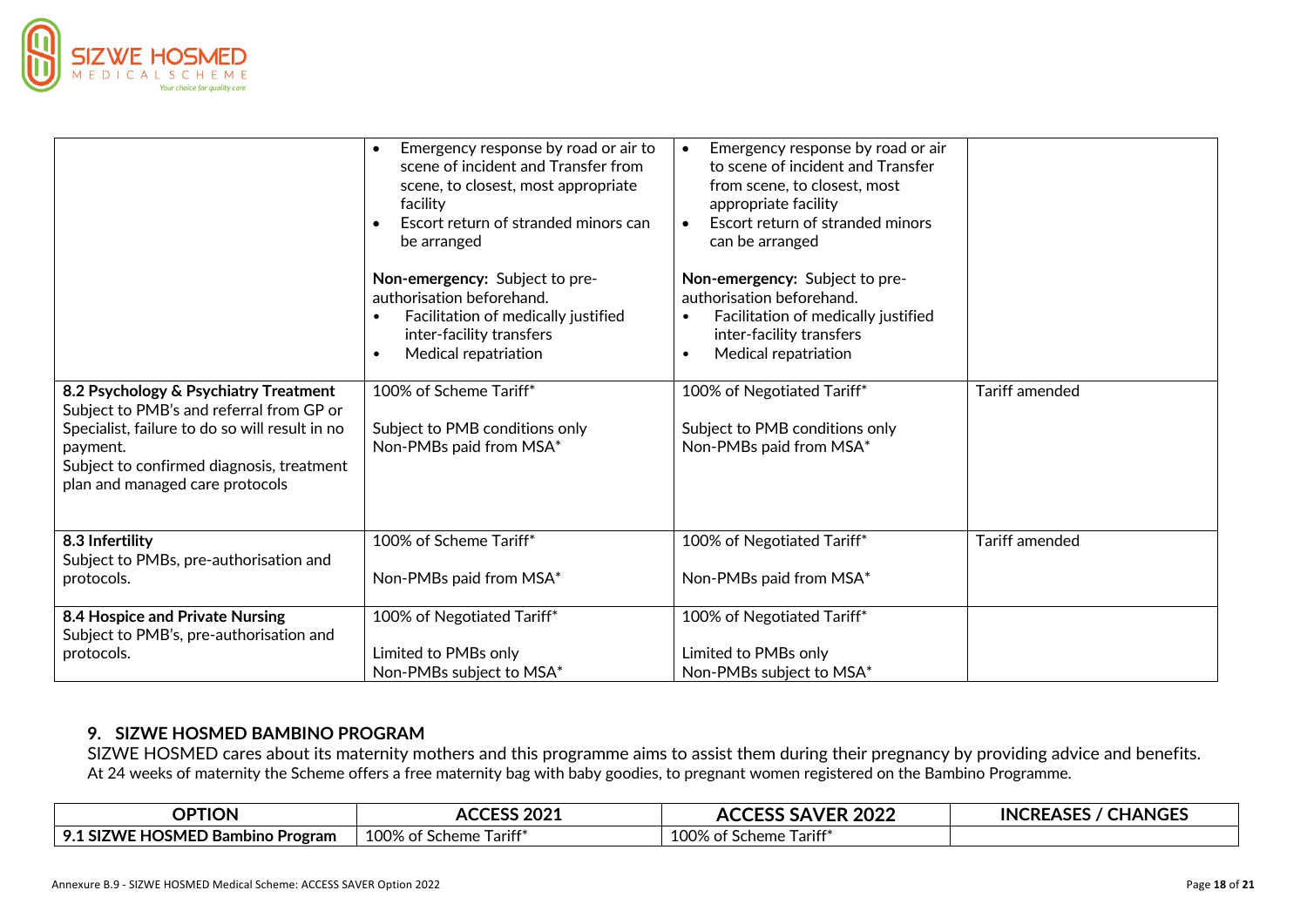| | | | |
|---|---|---|---|
| | • Emergency response by road or air to scene of incident and Transfer from scene, to closest, most appropriate facility<br>• Escort return of stranded minors can be arranged<br><br>**Non-emergency:** Subject to pre-authorisation beforehand.<br>• Facilitation of medically justified inter-facility transfers<br>• Medical repatriation | • Emergency response by road or air to scene of incident and Transfer from scene, to closest, most appropriate facility<br>• Escort return of stranded minors can be arranged<br><br>**Non-emergency:** Subject to pre-authorisation beforehand.<br>• Facilitation of medically justified inter-facility transfers<br>• Medical repatriation | |
| **8.2 Psychology & Psychiatry Treatment**<br>Subject to PMB's and referral from GP or Specialist, failure to do so will result in no payment.<br>Subject to confirmed diagnosis, treatment plan and managed care protocols | 100% of Scheme Tariff*<br><br>Subject to PMB conditions only<br>Non-PMBs paid from MSA* | 100% of Negotiated Tariff*<br><br>Subject to PMB conditions only<br>Non-PMBs paid from MSA* | Tariff amended |
| **8.3 Infertility**<br>Subject to PMBs, pre-authorisation and protocols. | 100% of Scheme Tariff*<br><br>Non-PMBs paid from MSA* | 100% of Negotiated Tariff*<br><br>Non-PMBs paid from MSA* | Tariff amended |
| **8.4 Hospice and Private Nursing**<br>Subject to PMB's, pre-authorisation and protocols. | 100% of Negotiated Tariff*<br><br>Limited to PMBs only<br>Non-PMBs subject to MSA* | 100% of Negotiated Tariff*<br><br>Limited to PMBs only<br>Non-PMBs subject to MSA* | |

## 9. SIZWE HOSMED BAMBINO PROGRAM

SIZWE HOSMED cares about its maternity mothers and this programme aims to assist them during their pregnancy by providing advice and benefits.
At 24 weeks of maternity the Scheme offers a free maternity bag with baby goodies, to pregnant women registered on the Bambino Programme.

| OPTION | ACCESS 2021 | ACCESS SAVER 2022 | INCREASES / CHANGES |
|---|---|---|---|
| **9.1 SIZWE HOSMED Bambino Program** | 100% of Scheme Tariff* | 100% of Scheme Tariff* | |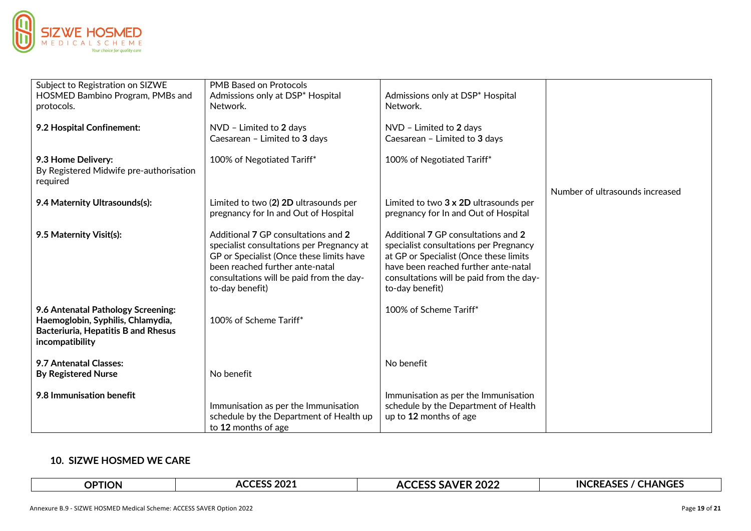| | | | |
|---|---|---|---|
| Subject to Registration on SIZWE HOSMED Bambino Program, PMBs and protocols. | PMB Based on Protocols<br>Admissions only at DSP* Hospital Network. | Admissions only at DSP* Hospital Network. | |
| **9.2 Hospital Confinement:** | NVD – Limited to **2** days<br>Caesarean – Limited to **3** days | NVD – Limited to **2** days<br>Caesarean – Limited to **3** days | |
| **9.3 Home Delivery:**<br>By Registered Midwife pre-authorisation required | 100% of Negotiated Tariff* | 100% of Negotiated Tariff* | |
| **9.4 Maternity Ultrasounds(s):** | Limited to two (**2**) **2D** ultrasounds per pregnancy for In and Out of Hospital | Limited to two **3 x 2D** ultrasounds per pregnancy for In and Out of Hospital | Number of ultrasounds increased |
| **9.5 Maternity Visit(s):** | Additional **7** GP consultations and **2** specialist consultations per Pregnancy at GP or Specialist (Once these limits have been reached further ante-natal consultations will be paid from the day-to-day benefit) | Additional **7** GP consultations and **2** specialist consultations per Pregnancy at GP or Specialist (Once these limits have been reached further ante-natal consultations will be paid from the day-to-day benefit) | |
| **9.6 Antenatal Pathology Screening: Haemoglobin, Syphilis, Chlamydia, Bacteriuria, Hepatitis B and Rhesus incompatibility** | 100% of Scheme Tariff* | 100% of Scheme Tariff* | |
| **9.7 Antenatal Classes: By Registered Nurse** | No benefit | No benefit | |
| **9.8 Immunisation benefit** | Immunisation as per the Immunisation schedule by the Department of Health up to **12** months of age | Immunisation as per the Immunisation schedule by the Department of Health up to **12** months of age | |

## 10. SIZWE HOSMED WE CARE

| OPTION | ACCESS 2021 | ACCESS SAVER 2022 | INCREASES / CHANGES |
|---|---|---|---|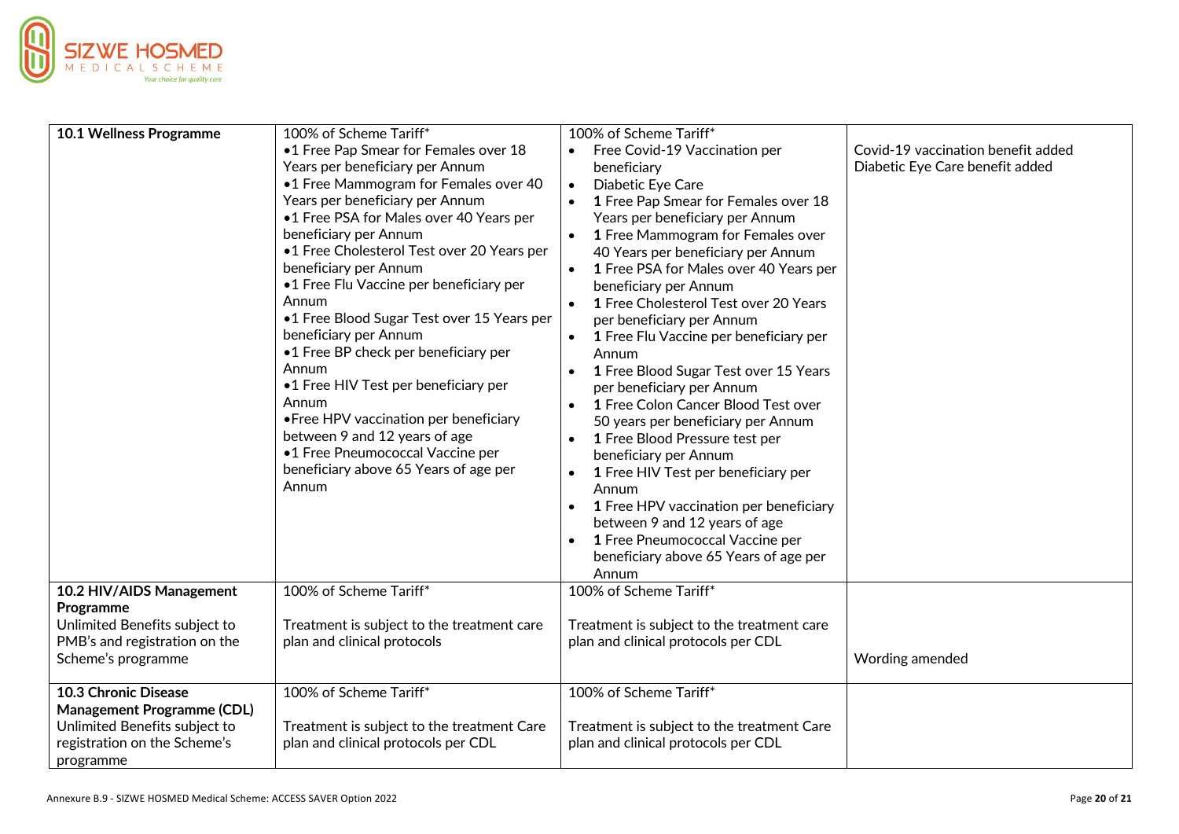| 10.1 Wellness Programme | 100% of Scheme Tariff*<br>• 1 Free Pap Smear for Females over 18 Years per beneficiary per Annum<br>• 1 Free Mammogram for Females over 40 Years per beneficiary per Annum<br>• 1 Free PSA for Males over 40 Years per beneficiary per Annum<br>• 1 Free Cholesterol Test over 20 Years per beneficiary per Annum<br>• 1 Free Flu Vaccine per beneficiary per Annum<br>• 1 Free Blood Sugar Test over 15 Years per beneficiary per Annum<br>• 1 Free BP check per beneficiary per Annum<br>• 1 Free HIV Test per beneficiary per Annum<br>• Free HPV vaccination per beneficiary between 9 and 12 years of age<br>• 1 Free Pneumococcal Vaccine per beneficiary above 65 Years of age per Annum | 100% of Scheme Tariff*<br>• Free Covid-19 Vaccination per beneficiary<br>• Diabetic Eye Care<br>• 1 Free Pap Smear for Females over 18 Years per beneficiary per Annum<br>• 1 Free Mammogram for Females over 40 Years per beneficiary per Annum<br>• 1 Free PSA for Males over 40 Years per beneficiary per Annum<br>• 1 Free Cholesterol Test over 20 Years per beneficiary per Annum<br>• 1 Free Flu Vaccine per beneficiary per Annum<br>• 1 Free Blood Sugar Test over 15 Years per beneficiary per Annum<br>• 1 Free Colon Cancer Blood Test over 50 years per beneficiary per Annum<br>• 1 Free Blood Pressure test per beneficiary per Annum<br>• 1 Free HIV Test per beneficiary per Annum<br>• 1 Free HPV vaccination per beneficiary between 9 and 12 years of age<br>• 1 Free Pneumococcal Vaccine per beneficiary above 65 Years of age per Annum | Covid-19 vaccination benefit added<br>Diabetic Eye Care benefit added |
|---|---|---|---|
| **10.2 HIV/AIDS Management Programme**<br>Unlimited Benefits subject to PMB's and registration on the Scheme's programme | 100% of Scheme Tariff*<br><br>Treatment is subject to the treatment care plan and clinical protocols | 100% of Scheme Tariff*<br><br>Treatment is subject to the treatment care plan and clinical protocols per CDL | Wording amended |
| **10.3 Chronic Disease Management Programme (CDL)**<br>Unlimited Benefits subject to registration on the Scheme's programme | 100% of Scheme Tariff*<br><br>Treatment is subject to the treatment Care plan and clinical protocols per CDL | 100% of Scheme Tariff*<br><br>Treatment is subject to the treatment Care plan and clinical protocols per CDL | |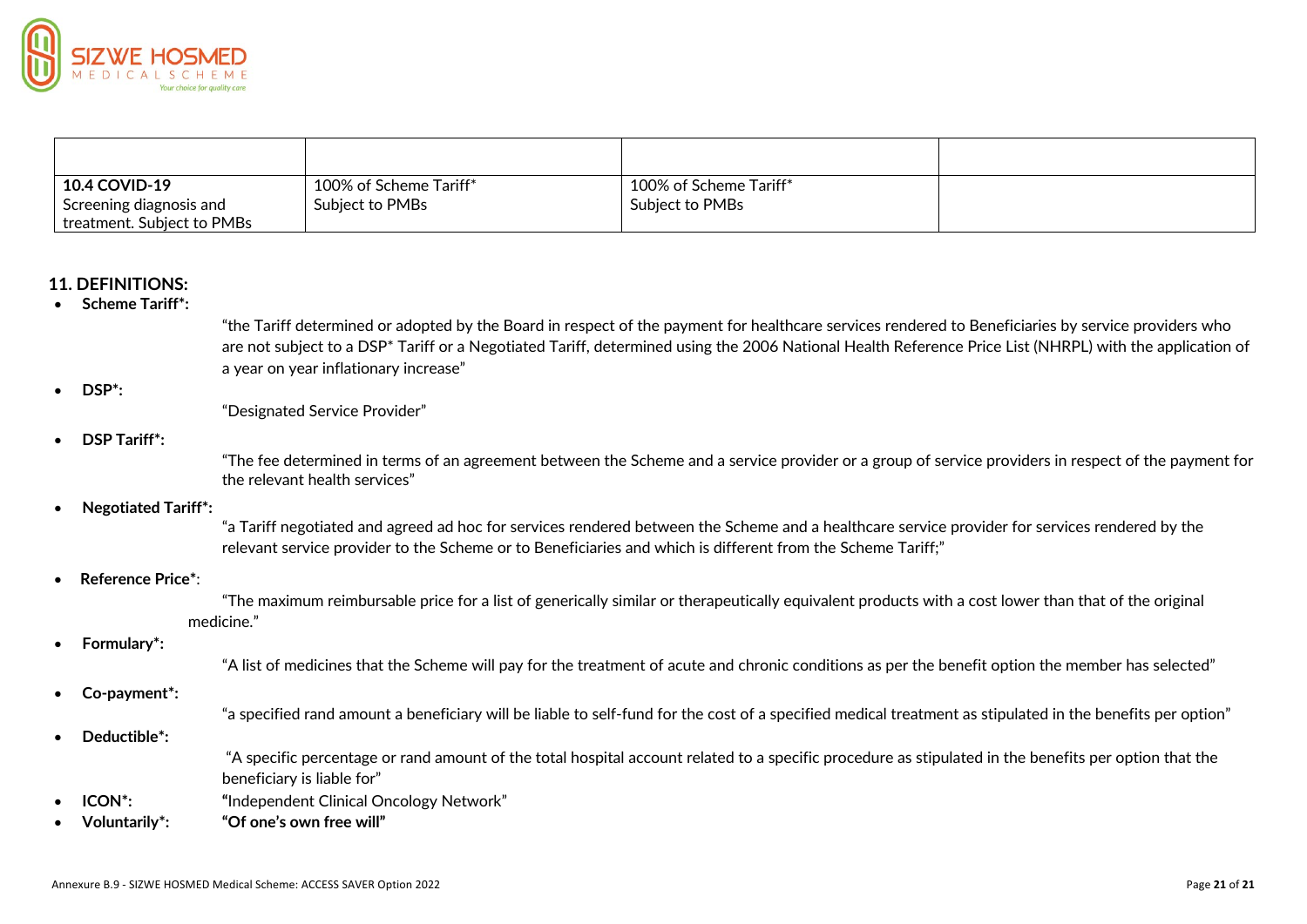| | | | |
|---|---|---|---|
| **10.4 COVID-19** Screening diagnosis and treatment. Subject to PMBs | 100% of Scheme Tariff* Subject to PMBs | 100% of Scheme Tariff* Subject to PMBs | |

## 11. DEFINITIONS:

- **Scheme Tariff*:**
  "the Tariff determined or adopted by the Board in respect of the payment for healthcare services rendered to Beneficiaries by service providers who are not subject to a DSP* Tariff or a Negotiated Tariff, determined using the 2006 National Health Reference Price List (NHRPL) with the application of a year on year inflationary increase"
- **DSP*:**
  "Designated Service Provider"
- **DSP Tariff*:**
  "The fee determined in terms of an agreement between the Scheme and a service provider or a group of service providers in respect of the payment for the relevant health services"
- **Negotiated Tariff*:**
  "a Tariff negotiated and agreed ad hoc for services rendered between the Scheme and a healthcare service provider for services rendered by the relevant service provider to the Scheme or to Beneficiaries and which is different from the Scheme Tariff;"
- **Reference Price***:
  "The maximum reimbursable price for a list of generically similar or therapeutically equivalent products with a cost lower than that of the original medicine."
- **Formulary*:**
  "A list of medicines that the Scheme will pay for the treatment of acute and chronic conditions as per the benefit option the member has selected"
- **Co-payment*:**
  "a specified rand amount a beneficiary will be liable to self-fund for the cost of a specified medical treatment as stipulated in the benefits per option"
- **Deductible*:**
  "A specific percentage or rand amount of the total hospital account related to a specific procedure as stipulated in the benefits per option that the beneficiary is liable for"
- **ICON*:** "Independent Clinical Oncology Network"
- **Voluntarily*:** **"Of one's own free will"**